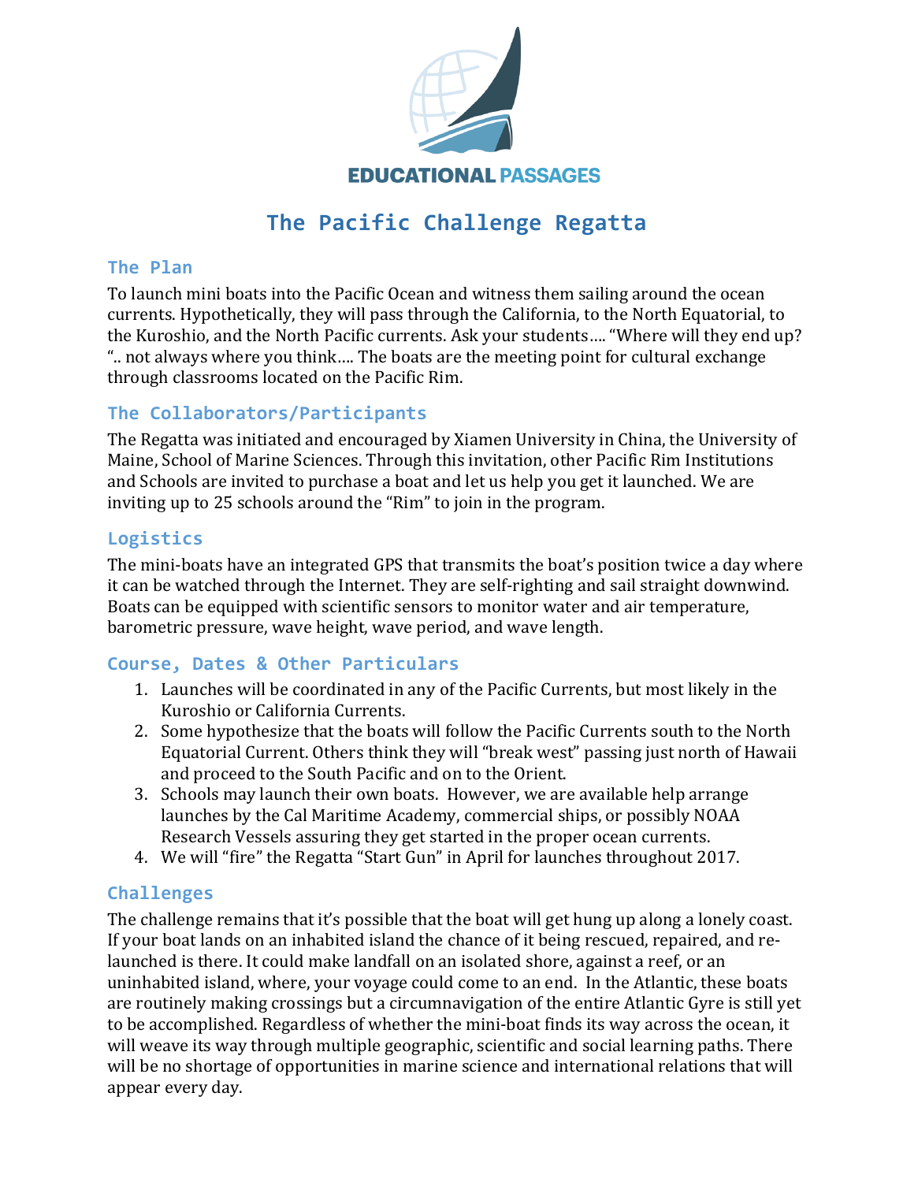EDUCATIONAL PASSAGES

# The Pacific Challenge Regatta

## The Plan

To launch mini boats into the Pacific Ocean and witness them sailing around the ocean currents. Hypothetically, they will pass through the California, to the North Equatorial, to the Kuroshio, and the North Pacific currents. Ask your students…. "Where will they end up? ".. not always where you think…. The boats are the meeting point for cultural exchange through classrooms located on the Pacific Rim.

## The Collaborators/Participants

The Regatta was initiated and encouraged by Xiamen University in China, the University of Maine, School of Marine Sciences. Through this invitation, other Pacific Rim Institutions and Schools are invited to purchase a boat and let us help you get it launched. We are inviting up to 25 schools around the "Rim" to join in the program.

## Logistics

The mini-boats have an integrated GPS that transmits the boat's position twice a day where it can be watched through the Internet. They are self-righting and sail straight downwind. Boats can be equipped with scientific sensors to monitor water and air temperature, barometric pressure, wave height, wave period, and wave length.

## Course, Dates & Other Particulars

1. Launches will be coordinated in any of the Pacific Currents, but most likely in the Kuroshio or California Currents.
2. Some hypothesize that the boats will follow the Pacific Currents south to the North Equatorial Current. Others think they will "break west" passing just north of Hawaii and proceed to the South Pacific and on to the Orient.
3. Schools may launch their own boats. However, we are available help arrange launches by the Cal Maritime Academy, commercial ships, or possibly NOAA Research Vessels assuring they get started in the proper ocean currents.
4. We will "fire" the Regatta "Start Gun" in April for launches throughout 2017.

## Challenges

The challenge remains that it's possible that the boat will get hung up along a lonely coast. If your boat lands on an inhabited island the chance of it being rescued, repaired, and re-launched is there. It could make landfall on an isolated shore, against a reef, or an uninhabited island, where, your voyage could come to an end. In the Atlantic, these boats are routinely making crossings but a circumnavigation of the entire Atlantic Gyre is still yet to be accomplished. Regardless of whether the mini-boat finds its way across the ocean, it will weave its way through multiple geographic, scientific and social learning paths. There will be no shortage of opportunities in marine science and international relations that will appear every day.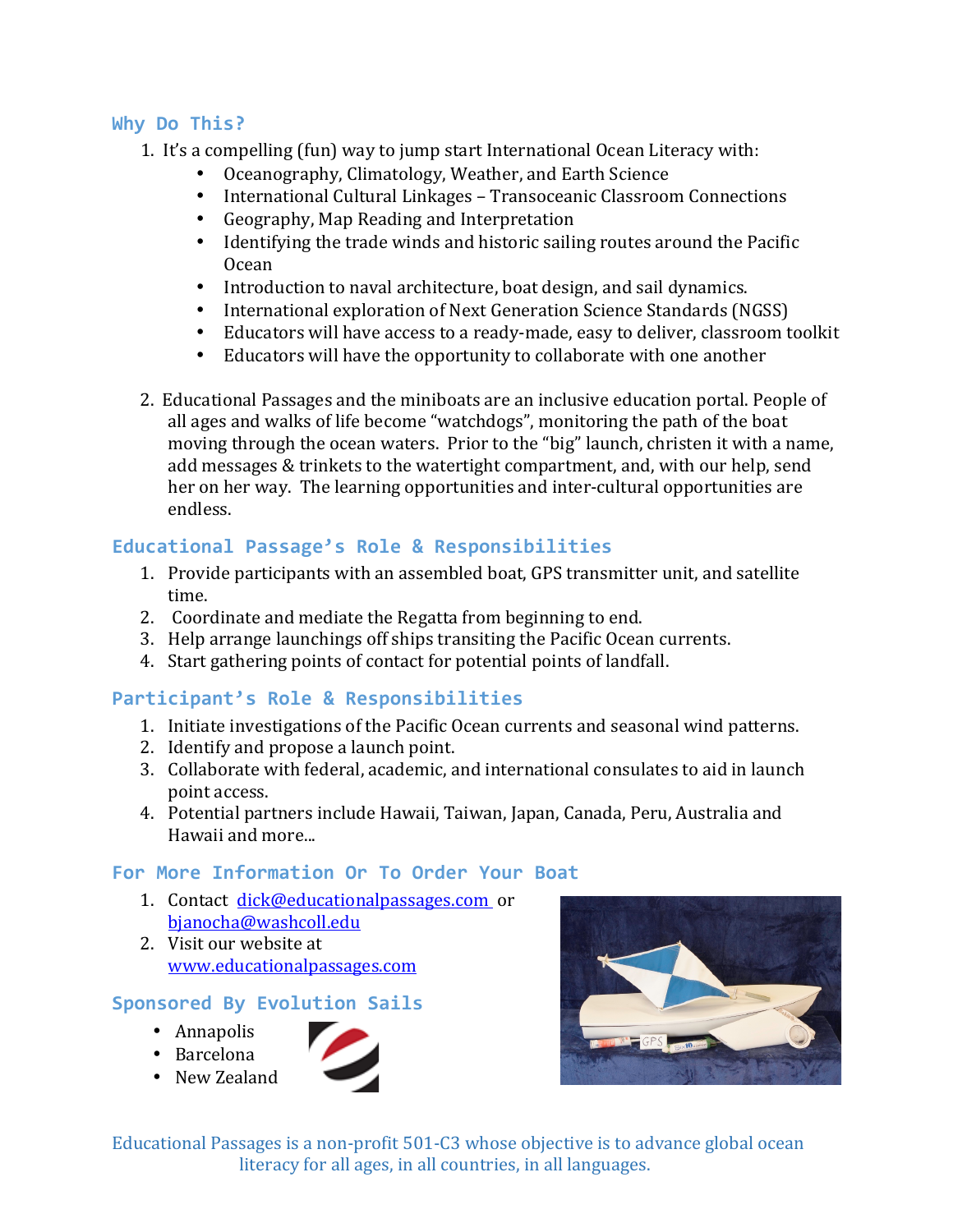## Why Do This?

1. It's a compelling (fun) way to jump start International Ocean Literacy with:
    - Oceanography, Climatology, Weather, and Earth Science
    - International Cultural Linkages – Transoceanic Classroom Connections
    - Geography, Map Reading and Interpretation
    - Identifying the trade winds and historic sailing routes around the Pacific Ocean
    - Introduction to naval architecture, boat design, and sail dynamics.
    - International exploration of Next Generation Science Standards (NGSS)
    - Educators will have access to a ready-made, easy to deliver, classroom toolkit
    - Educators will have the opportunity to collaborate with one another

2. Educational Passages and the miniboats are an inclusive education portal. People of all ages and walks of life become "watchdogs", monitoring the path of the boat moving through the ocean waters. Prior to the "big" launch, christen it with a name, add messages & trinkets to the watertight compartment, and, with our help, send her on her way. The learning opportunities and inter-cultural opportunities are endless.

## Educational Passage's Role & Responsibilities

1. Provide participants with an assembled boat, GPS transmitter unit, and satellite time.
2. Coordinate and mediate the Regatta from beginning to end.
3. Help arrange launchings off ships transiting the Pacific Ocean currents.
4. Start gathering points of contact for potential points of landfall.

## Participant's Role & Responsibilities

1. Initiate investigations of the Pacific Ocean currents and seasonal wind patterns.
2. Identify and propose a launch point.
3. Collaborate with federal, academic, and international consulates to aid in launch point access.
4. Potential partners include Hawaii, Taiwan, Japan, Canada, Peru, Australia and Hawaii and more...

## For More Information Or To Order Your Boat

1. Contact dick@educationalpassages.com or bjanocha@washcoll.edu
2. Visit our website at www.educationalpassages.com

## Sponsored By Evolution Sails

- Annapolis
- Barcelona
- New Zealand

Educational Passages is a non-profit 501-C3 whose objective is to advance global ocean literacy for all ages, in all countries, in all languages.